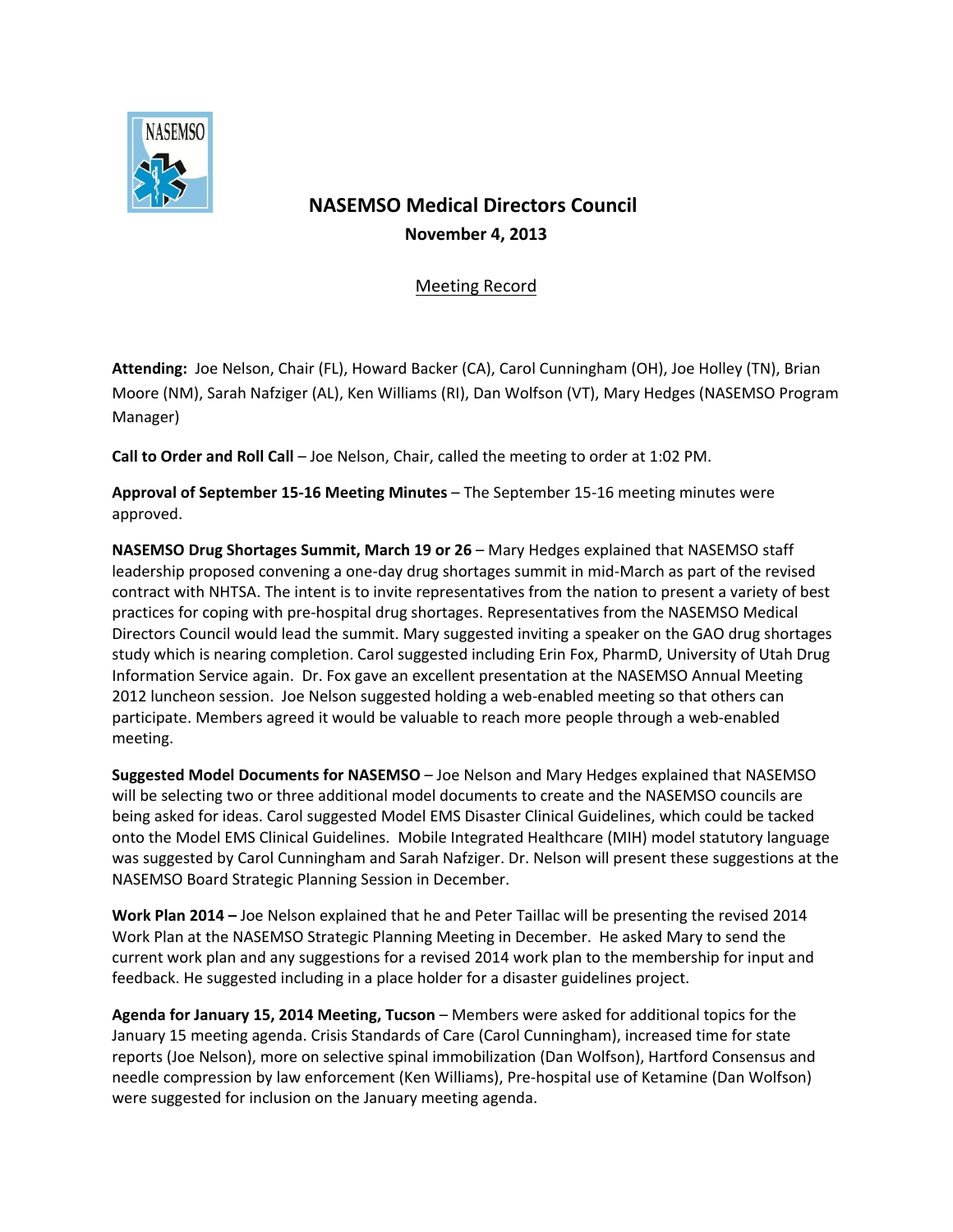# NASEMSO Medical Directors Council

**November 4, 2013**

<u>Meeting Record</u>

**Attending:** Joe Nelson, Chair (FL), Howard Backer (CA), Carol Cunningham (OH), Joe Holley (TN), Brian Moore (NM), Sarah Nafziger (AL), Ken Williams (RI), Dan Wolfson (VT), Mary Hedges (NASEMSO Program Manager)

**Call to Order and Roll Call** – Joe Nelson, Chair, called the meeting to order at 1:02 PM.

**Approval of September 15-16 Meeting Minutes** – The September 15-16 meeting minutes were approved.

**NASEMSO Drug Shortages Summit, March 19 or 26** – Mary Hedges explained that NASEMSO staff leadership proposed convening a one-day drug shortages summit in mid-March as part of the revised contract with NHTSA. The intent is to invite representatives from the nation to present a variety of best practices for coping with pre-hospital drug shortages. Representatives from the NASEMSO Medical Directors Council would lead the summit. Mary suggested inviting a speaker on the GAO drug shortages study which is nearing completion. Carol suggested including Erin Fox, PharmD, University of Utah Drug Information Service again. Dr. Fox gave an excellent presentation at the NASEMSO Annual Meeting 2012 luncheon session. Joe Nelson suggested holding a web-enabled meeting so that others can participate. Members agreed it would be valuable to reach more people through a web-enabled meeting.

**Suggested Model Documents for NASEMSO** – Joe Nelson and Mary Hedges explained that NASEMSO will be selecting two or three additional model documents to create and the NASEMSO councils are being asked for ideas. Carol suggested Model EMS Disaster Clinical Guidelines, which could be tacked onto the Model EMS Clinical Guidelines. Mobile Integrated Healthcare (MIH) model statutory language was suggested by Carol Cunningham and Sarah Nafziger. Dr. Nelson will present these suggestions at the NASEMSO Board Strategic Planning Session in December.

**Work Plan 2014 –** Joe Nelson explained that he and Peter Taillac will be presenting the revised 2014 Work Plan at the NASEMSO Strategic Planning Meeting in December. He asked Mary to send the current work plan and any suggestions for a revised 2014 work plan to the membership for input and feedback. He suggested including in a place holder for a disaster guidelines project.

**Agenda for January 15, 2014 Meeting, Tucson** – Members were asked for additional topics for the January 15 meeting agenda. Crisis Standards of Care (Carol Cunningham), increased time for state reports (Joe Nelson), more on selective spinal immobilization (Dan Wolfson), Hartford Consensus and needle compression by law enforcement (Ken Williams), Pre-hospital use of Ketamine (Dan Wolfson) were suggested for inclusion on the January meeting agenda.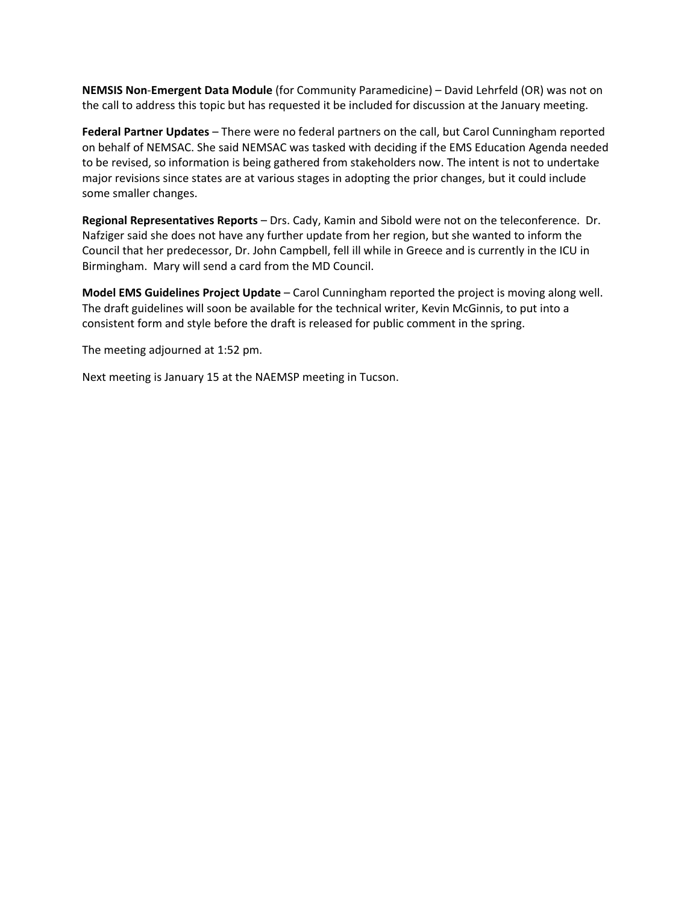**NEMSIS Non-Emergent Data Module** (for Community Paramedicine) – David Lehrfeld (OR) was not on the call to address this topic but has requested it be included for discussion at the January meeting.

**Federal Partner Updates** – There were no federal partners on the call, but Carol Cunningham reported on behalf of NEMSAC. She said NEMSAC was tasked with deciding if the EMS Education Agenda needed to be revised, so information is being gathered from stakeholders now. The intent is not to undertake major revisions since states are at various stages in adopting the prior changes, but it could include some smaller changes.

**Regional Representatives Reports** – Drs. Cady, Kamin and Sibold were not on the teleconference. Dr. Nafziger said she does not have any further update from her region, but she wanted to inform the Council that her predecessor, Dr. John Campbell, fell ill while in Greece and is currently in the ICU in Birmingham. Mary will send a card from the MD Council.

**Model EMS Guidelines Project Update** – Carol Cunningham reported the project is moving along well. The draft guidelines will soon be available for the technical writer, Kevin McGinnis, to put into a consistent form and style before the draft is released for public comment in the spring.

The meeting adjourned at 1:52 pm.

Next meeting is January 15 at the NAEMSP meeting in Tucson.